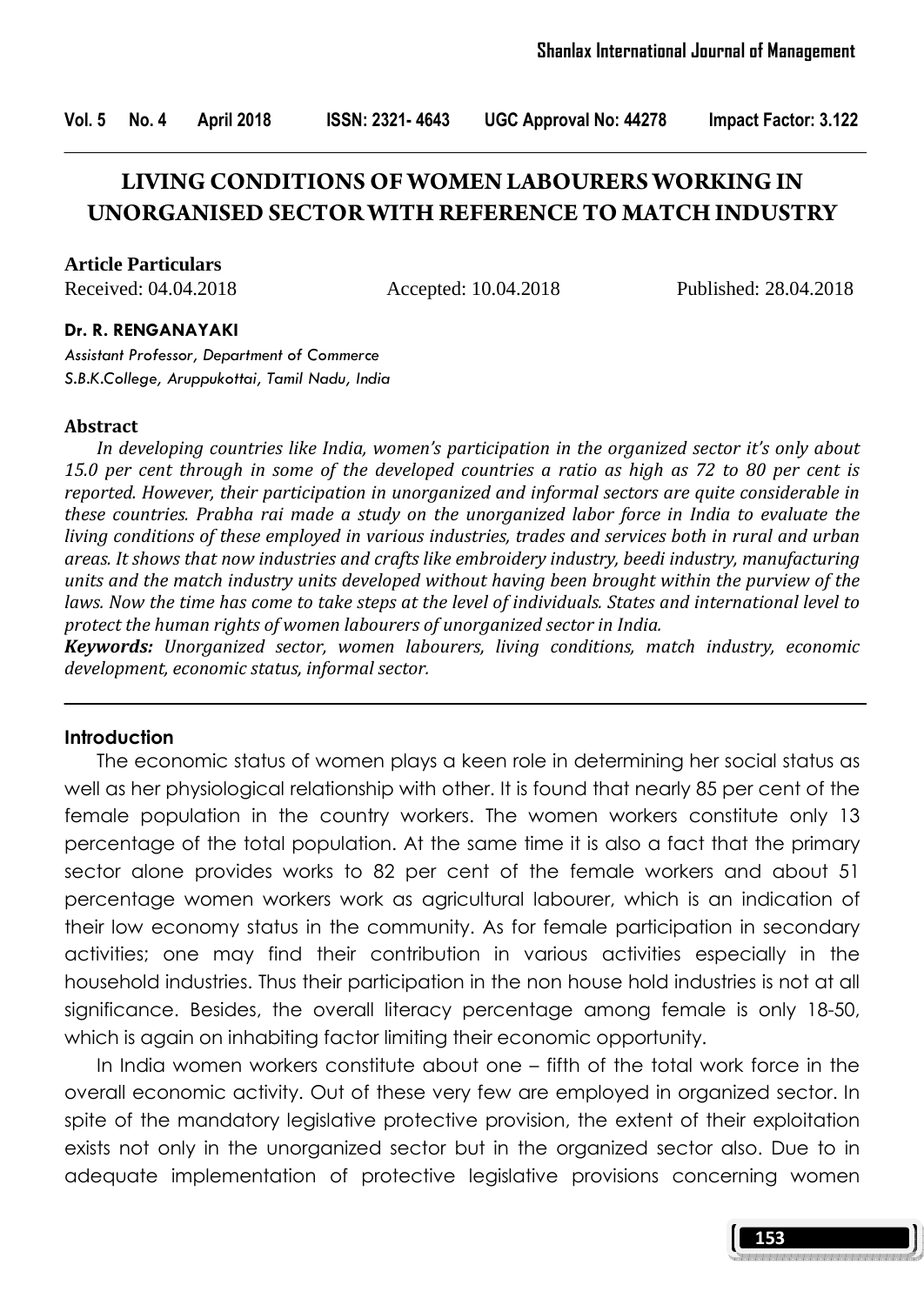# LIVING CONDITIONS OF WOMEN LABOURERS WORKING IN UNORGANISED SECTOR WITH REFERENCE TO MATCH INDUSTRY

**Article Particulars**

Received: 04.04.2018 Accepted: 10.04.2018 Published: 28.04.2018

**Dr. R. RENGANAYAKI**

*Assistant Professor, Department of Commerce*
*S.B.K.College, Aruppukottai, Tamil Nadu, India*

### Abstract

*In developing countries like India, women's participation in the organized sector it's only about 15.0 per cent through in some of the developed countries a ratio as high as 72 to 80 per cent is reported. However, their participation in unorganized and informal sectors are quite considerable in these countries. Prabha rai made a study on the unorganized labor force in India to evaluate the living conditions of these employed in various industries, trades and services both in rural and urban areas. It shows that now industries and crafts like embroidery industry, beedi industry, manufacturing units and the match industry units developed without having been brought within the purview of the laws. Now the time has come to take steps at the level of individuals. States and international level to protect the human rights of women labourers of unorganized sector in India.*

***Keywords:*** *Unorganized sector, women labourers, living conditions, match industry, economic development, economic status, informal sector.*

### Introduction

The economic status of women plays a keen role in determining her social status as well as her physiological relationship with other. It is found that nearly 85 per cent of the female population in the country workers. The women workers constitute only 13 percentage of the total population. At the same time it is also a fact that the primary sector alone provides works to 82 per cent of the female workers and about 51 percentage women workers work as agricultural labourer, which is an indication of their low economy status in the community. As for female participation in secondary activities; one may find their contribution in various activities especially in the household industries. Thus their participation in the non house hold industries is not at all significance. Besides, the overall literacy percentage among female is only 18-50, which is again on inhabiting factor limiting their economic opportunity.

In India women workers constitute about one – fifth of the total work force in the overall economic activity. Out of these very few are employed in organized sector. In spite of the mandatory legislative protective provision, the extent of their exploitation exists not only in the unorganized sector but in the organized sector also. Due to in adequate implementation of protective legislative provisions concerning women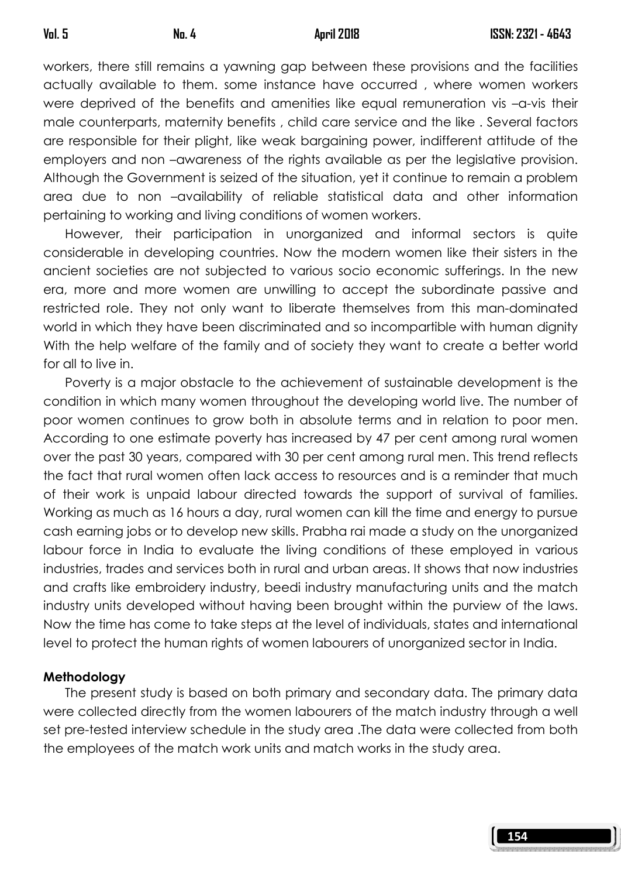workers, there still remains a yawning gap between these provisions and the facilities actually available to them. some instance have occurred , where women workers were deprived of the benefits and amenities like equal remuneration vis –a-vis their male counterparts, maternity benefits , child care service and the like . Several factors are responsible for their plight, like weak bargaining power, indifferent attitude of the employers and non –awareness of the rights available as per the legislative provision. Although the Government is seized of the situation, yet it continue to remain a problem area due to non –availability of reliable statistical data and other information pertaining to working and living conditions of women workers.

However, their participation in unorganized and informal sectors is quite considerable in developing countries. Now the modern women like their sisters in the ancient societies are not subjected to various socio economic sufferings. In the new era, more and more women are unwilling to accept the subordinate passive and restricted role. They not only want to liberate themselves from this man-dominated world in which they have been discriminated and so incompartible with human dignity With the help welfare of the family and of society they want to create a better world for all to live in.

Poverty is a major obstacle to the achievement of sustainable development is the condition in which many women throughout the developing world live. The number of poor women continues to grow both in absolute terms and in relation to poor men. According to one estimate poverty has increased by 47 per cent among rural women over the past 30 years, compared with 30 per cent among rural men. This trend reflects the fact that rural women often lack access to resources and is a reminder that much of their work is unpaid labour directed towards the support of survival of families. Working as much as 16 hours a day, rural women can kill the time and energy to pursue cash earning jobs or to develop new skills. Prabha rai made a study on the unorganized labour force in India to evaluate the living conditions of these employed in various industries, trades and services both in rural and urban areas. It shows that now industries and crafts like embroidery industry, beedi industry manufacturing units and the match industry units developed without having been brought within the purview of the laws. Now the time has come to take steps at the level of individuals, states and international level to protect the human rights of women labourers of unorganized sector in India.

**Methodology**

The present study is based on both primary and secondary data. The primary data were collected directly from the women labourers of the match industry through a well set pre-tested interview schedule in the study area .The data were collected from both the employees of the match work units and match works in the study area.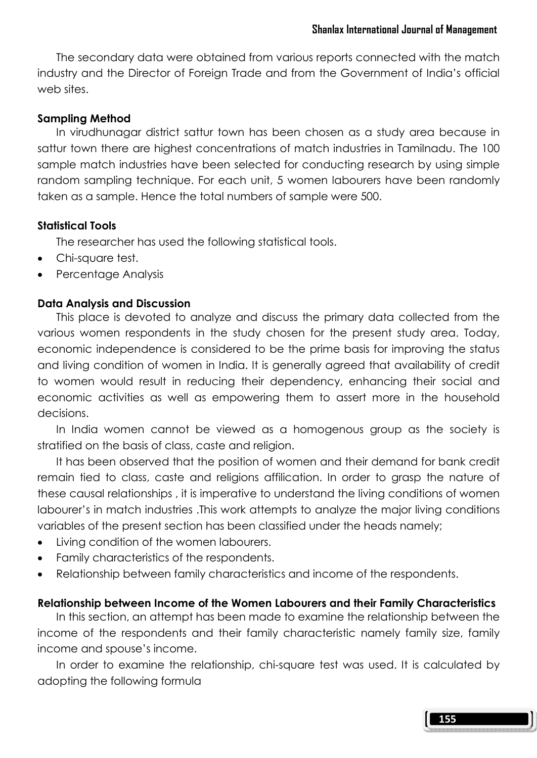The secondary data were obtained from various reports connected with the match industry and the Director of Foreign Trade and from the Government of India's official web sites.

### Sampling Method

In virudhunagar district sattur town has been chosen as a study area because in sattur town there are highest concentrations of match industries in Tamilnadu. The 100 sample match industries have been selected for conducting research by using simple random sampling technique. For each unit, 5 women labourers have been randomly taken as a sample. Hence the total numbers of sample were 500.

### Statistical Tools

The researcher has used the following statistical tools.

- Chi-square test.
- Percentage Analysis

### Data Analysis and Discussion

This place is devoted to analyze and discuss the primary data collected from the various women respondents in the study chosen for the present study area. Today, economic independence is considered to be the prime basis for improving the status and living condition of women in India. It is generally agreed that availability of credit to women would result in reducing their dependency, enhancing their social and economic activities as well as empowering them to assert more in the household decisions.

In India women cannot be viewed as a homogenous group as the society is stratified on the basis of class, caste and religion.

It has been observed that the position of women and their demand for bank credit remain tied to class, caste and religions affilication. In order to grasp the nature of these causal relationships , it is imperative to understand the living conditions of women labourer's in match industries .This work attempts to analyze the major living conditions variables of the present section has been classified under the heads namely;

- Living condition of the women labourers.
- Family characteristics of the respondents.
- Relationship between family characteristics and income of the respondents.

### Relationship between Income of the Women Labourers and their Family Characteristics

In this section, an attempt has been made to examine the relationship between the income of the respondents and their family characteristic namely family size, family income and spouse's income.

In order to examine the relationship, chi-square test was used. It is calculated by adopting the following formula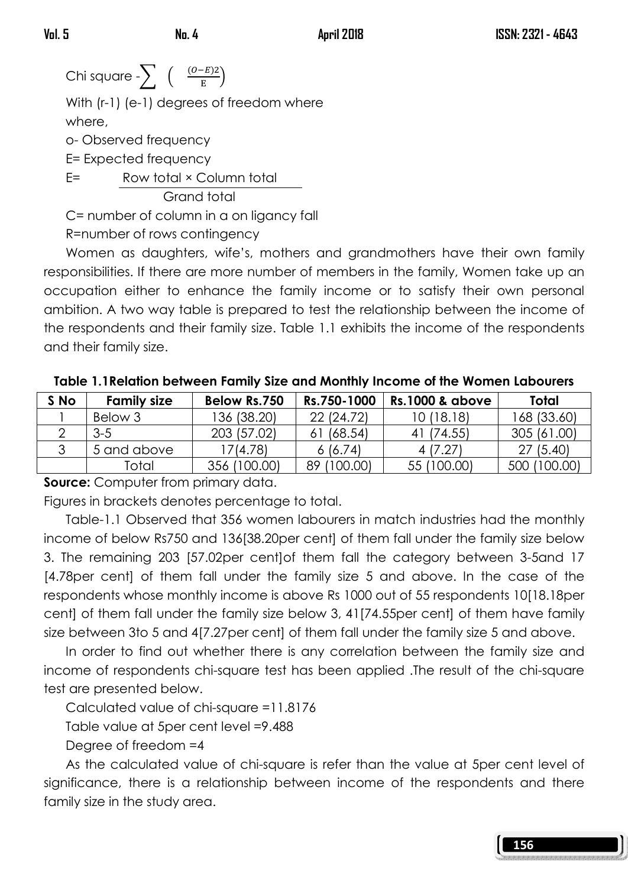Chi square - $\sum \left( \frac{(O-E)2}{E} \right)$

With (r-1) (e-1) degrees of freedom where

where,

o- Observed frequency

E= Expected frequency

$$E = \frac{\text{Row total} \times \text{Column total}}{\text{Grand total}}$$

C= number of column in a on ligancy fall

R=number of rows contingency

Women as daughters, wife's, mothers and grandmothers have their own family responsibilities. If there are more number of members in the family, Women take up an occupation either to enhance the family income or to satisfy their own personal ambition. A two way table is prepared to test the relationship between the income of the respondents and their family size. Table 1.1 exhibits the income of the respondents and their family size.

**Table 1.1Relation between Family Size and Monthly Income of the Women Labourers**

| S No | Family size | Below Rs.750 | Rs.750-1000 | Rs.1000 & above | Total |
|---|---|---|---|---|---|
| 1 | Below 3 | 136 (38.20) | 22 (24.72) | 10 (18.18) | 168 (33.60) |
| 2 | 3-5 | 203 (57.02) | 61 (68.54) | 41 (74.55) | 305 (61.00) |
| 3 | 5 and above | 17(4.78) | 6 (6.74) | 4 (7.27) | 27 (5.40) |
| | Total | 356 (100.00) | 89 (100.00) | 55 (100.00) | 500 (100.00) |

**Source:** Computer from primary data.

Figures in brackets denotes percentage to total.

Table-1.1 Observed that 356 women labourers in match industries had the monthly income of below Rs750 and 136[38.20per cent] of them fall under the family size below 3. The remaining 203 [57.02per cent]of them fall the category between 3-5and 17 [4.78per cent] of them fall under the family size 5 and above. In the case of the respondents whose monthly income is above Rs 1000 out of 55 respondents 10[18.18per cent] of them fall under the family size below 3, 41[74.55per cent] of them have family size between 3to 5 and 4[7.27per cent] of them fall under the family size 5 and above.

In order to find out whether there is any correlation between the family size and income of respondents chi-square test has been applied .The result of the chi-square test are presented below.

Calculated value of chi-square =11.8176

Table value at 5per cent level =9.488

Degree of freedom =4

As the calculated value of chi-square is refer than the value at 5per cent level of significance, there is a relationship between income of the respondents and there family size in the study area.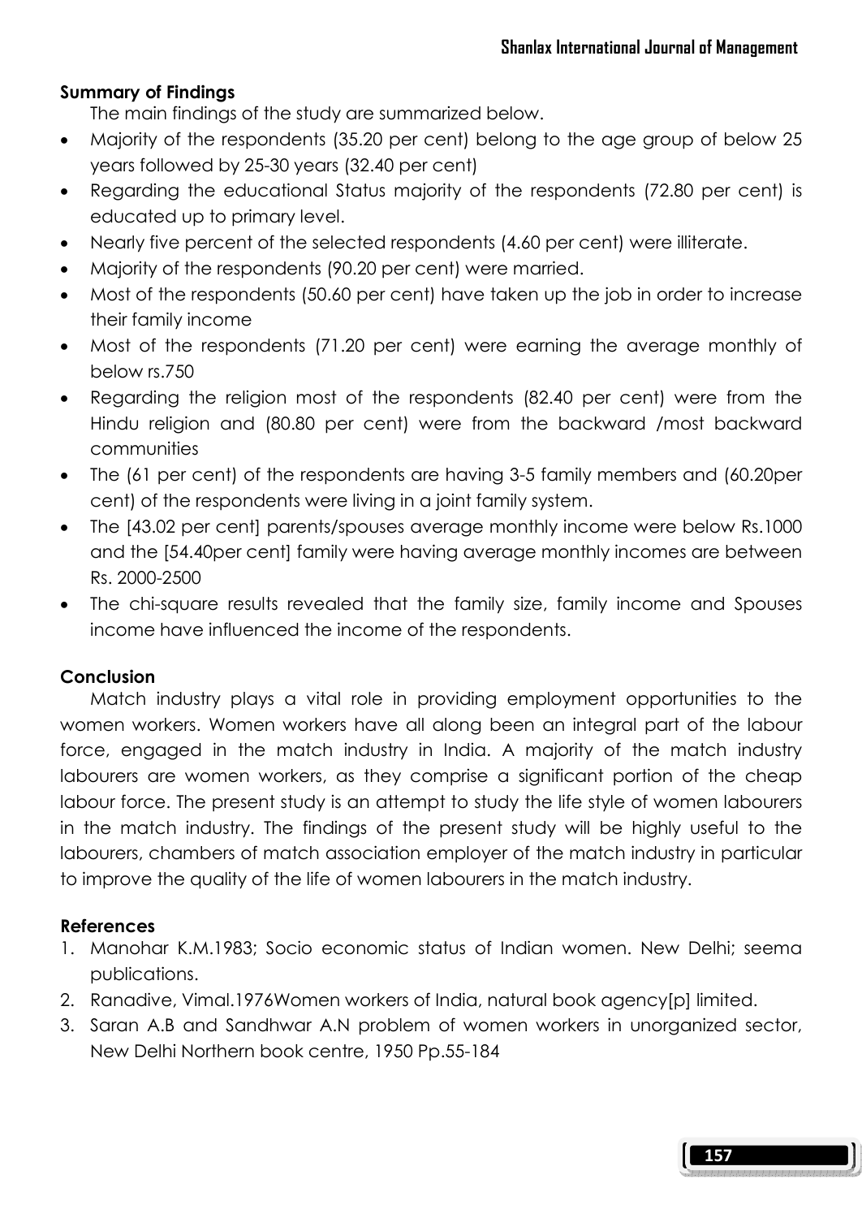### Summary of Findings

The main findings of the study are summarized below.

- Majority of the respondents (35.20 per cent) belong to the age group of below 25 years followed by 25-30 years (32.40 per cent)
- Regarding the educational Status majority of the respondents (72.80 per cent) is educated up to primary level.
- Nearly five percent of the selected respondents (4.60 per cent) were illiterate.
- Majority of the respondents (90.20 per cent) were married.
- Most of the respondents (50.60 per cent) have taken up the job in order to increase their family income
- Most of the respondents (71.20 per cent) were earning the average monthly of below rs.750
- Regarding the religion most of the respondents (82.40 per cent) were from the Hindu religion and (80.80 per cent) were from the backward /most backward communities
- The (61 per cent) of the respondents are having 3-5 family members and (60.20per cent) of the respondents were living in a joint family system.
- The [43.02 per cent] parents/spouses average monthly income were below Rs.1000 and the [54.40per cent] family were having average monthly incomes are between Rs. 2000-2500
- The chi-square results revealed that the family size, family income and Spouses income have influenced the income of the respondents.

### Conclusion

Match industry plays a vital role in providing employment opportunities to the women workers. Women workers have all along been an integral part of the labour force, engaged in the match industry in India. A majority of the match industry labourers are women workers, as they comprise a significant portion of the cheap labour force. The present study is an attempt to study the life style of women labourers in the match industry. The findings of the present study will be highly useful to the labourers, chambers of match association employer of the match industry in particular to improve the quality of the life of women labourers in the match industry.

### References

1. Manohar K.M.1983; Socio economic status of Indian women. New Delhi; seema publications.
2. Ranadive, Vimal.1976Women workers of India, natural book agency[p] limited.
3. Saran A.B and Sandhwar A.N problem of women workers in unorganized sector, New Delhi Northern book centre, 1950 Pp.55-184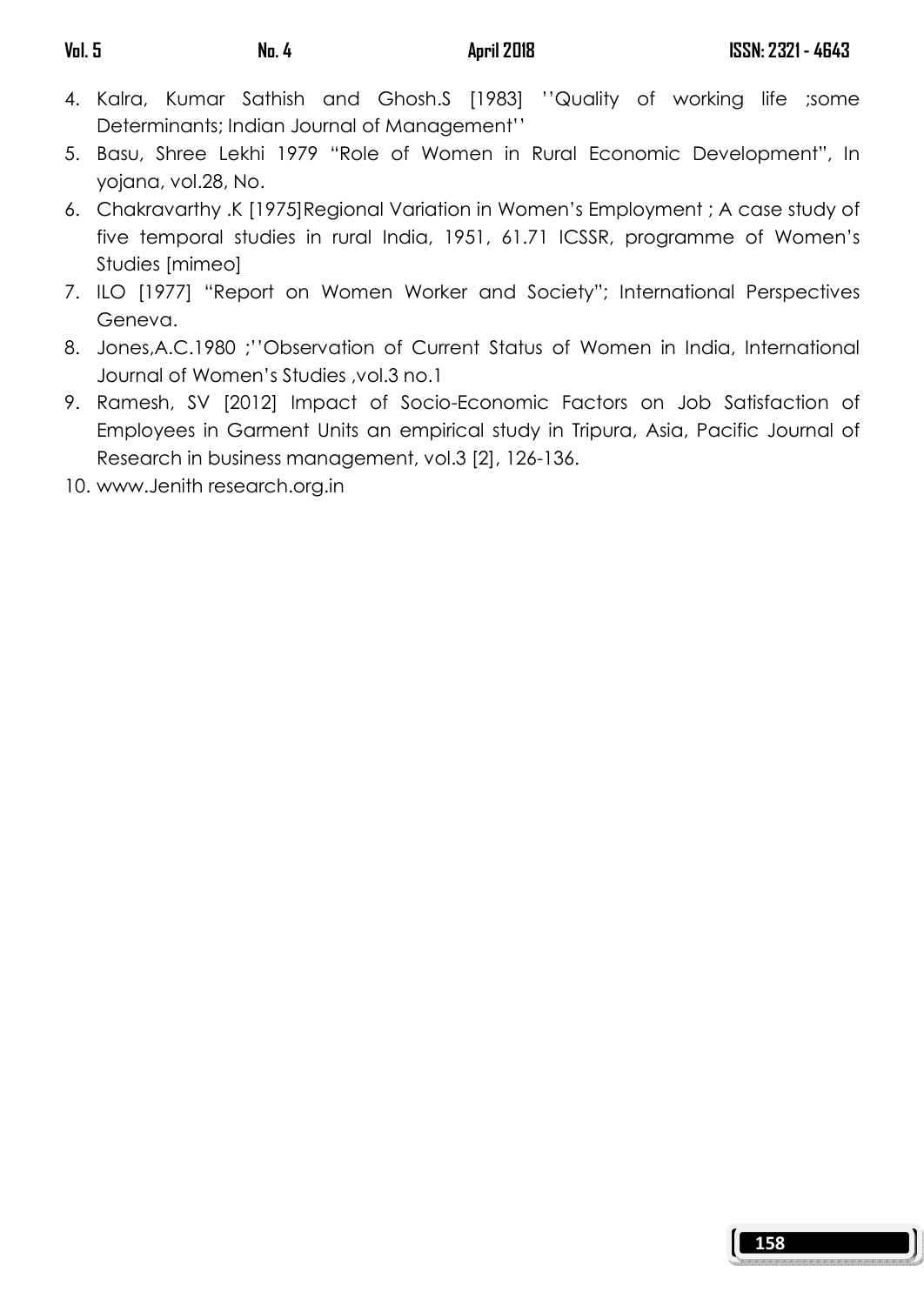4. Kalra, Kumar Sathish and Ghosh.S [1983] ''Quality of working life ;some Determinants; Indian Journal of Management''
5. Basu, Shree Lekhi 1979 "Role of Women in Rural Economic Development", In yojana, vol.28, No.
6. Chakravarthy .K [1975]Regional Variation in Women's Employment ; A case study of five temporal studies in rural India, 1951, 61.71 ICSSR, programme of Women's Studies [mimeo]
7. ILO [1977] "Report on Women Worker and Society"; International Perspectives Geneva.
8. Jones,A.C.1980 ;''Observation of Current Status of Women in India, International Journal of Women's Studies ,vol.3 no.1
9. Ramesh, SV [2012] Impact of Socio-Economic Factors on Job Satisfaction of Employees in Garment Units an empirical study in Tripura, Asia, Pacific Journal of Research in business management, vol.3 [2], 126-136.
10. www.Jenith research.org.in